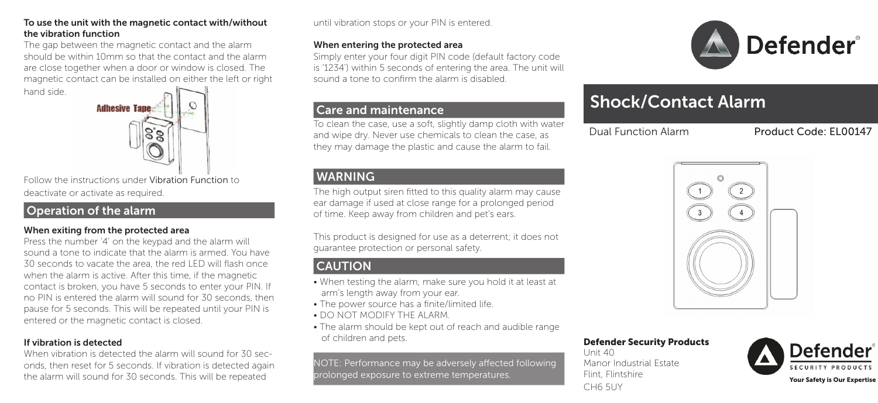#### To use the unit with the magnetic contact with/without the vibration function

The gap between the magnetic contact and the alarm should be within 10mm so that the contact and the alarm are close together when a door or window is closed. The magnetic contact can be installed on either the left or right hand side.

Adhesive Tape

Follow the instructions under Vibration Function to deactivate or activate as required.

## Operation of the alarm

#### When exiting from the protected area

Press the number '4' on the keypad and the alarm will sound a tone to indicate that the alarm is armed. You have 30 seconds to vacate the area, the red LED will flash once when the alarm is active. After this time, if the magnetic contact is broken, you have 5 seconds to enter your PIN. If no PIN is entered the alarm will sound for 30 seconds, then pause for 5 seconds. This will be repeated until your PIN is entered or the magnetic contact is closed.

#### If vibration is detected

When vibration is detected the alarm will sound for 30 seconds, then reset for 5 seconds. If vibration is detected again the alarm will sound for 30 seconds. This will be repeated until vibration stops or your PIN is entered.

#### When entering the protected area

Simply enter your four digit PIN code (default factory code is '1234') within 5 seconds of entering the area. The unit will sound a tone to confirm the alarm is disabled.

## Care and maintenance

To clean the case, use a soft, slightly damp cloth with water and wipe dry. Never use chemicals to clean the case, as they may damage the plastic and cause the alarm to fail.

## WARNING

The high output siren fitted to this quality alarm may cause ear damage if used at close range for a prolonged period of time. Keep away from children and pet's ears.

This product is designed for use as a deterrent; it does not guarantee protection or personal safety.

## CAUTION

- When testing the alarm, make sure you hold it at least at arm's length away from your ear.
- The power source has a finite/limited life.
- DO NOT MODIFY THE ALARM.
- The alarm should be kept out of reach and audible range of children and pets.

NOTE: Performance may be adversely affected following prolonged exposure to extreme temperatures.

Defender®

# Shock/Contact Alarm

Dual Function Alarm

Product Code: EL00147

**Defender Security Products**
Unit 40
Manor Industrial Estate
Flint, Flintshire
CH6 5UY

Defender® SECURITY PRODUCTS

**Your Safety is Our Expertise**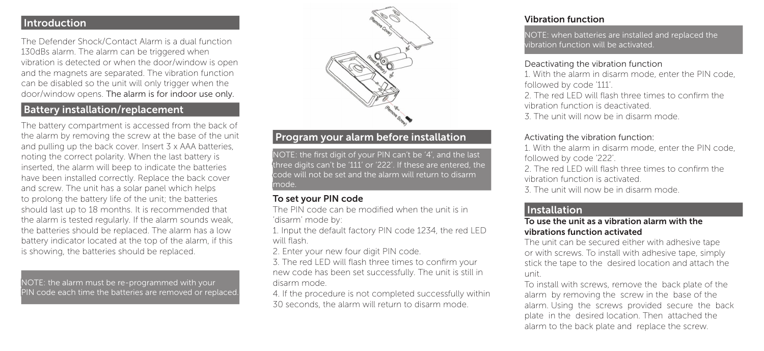## Introduction

The Defender Shock/Contact Alarm is a dual function 130dBs alarm. The alarm can be triggered when vibration is detected or when the door/window is open and the magnets are separated. The vibration function can be disabled so the unit will only trigger when the door/window opens. The alarm is for indoor use only.

## Battery installation/replacement

The battery compartment is accessed from the back of the alarm by removing the screw at the base of the unit and pulling up the back cover. Insert 3 x AAA batteries, noting the correct polarity. When the last battery is inserted, the alarm will beep to indicate the batteries have been installed correctly. Replace the back cover and screw. The unit has a solar panel which helps to prolong the battery life of the unit; the batteries should last up to 18 months. It is recommended that the alarm is tested regularly. If the alarm sounds weak, the batteries should be replaced. The alarm has a low battery indicator located at the top of the alarm, if this is showing, the batteries should be replaced.

NOTE: the alarm must be re-programmed with your PIN code each time the batteries are removed or replaced.

(Remove Cover)
(Insert Battery)
(Remove Screw)

## Program your alarm before installation

NOTE: the first digit of your PIN can't be '4', and the last three digits can't be '111' or '222'. If these are entered, the code will not be set and the alarm will return to disarm mode.

### To set your PIN code

The PIN code can be modified when the unit is in 'disarm' mode by:

1. Input the default factory PIN code 1234, the red LED will flash.
2. Enter your new four digit PIN code.
3. The red LED will flash three times to confirm your new code has been set successfully. The unit is still in disarm mode.
4. If the procedure is not completed successfully within 30 seconds, the alarm will return to disarm mode.

### Vibration function

NOTE: when batteries are installed and replaced the vibration function will be activated.

Deactivating the vibration function

1. With the alarm in disarm mode, enter the PIN code, followed by code '111'.
2. The red LED will flash three times to confirm the vibration function is deactivated.
3. The unit will now be in disarm mode.

Activating the vibration function:

1. With the alarm in disarm mode, enter the PIN code, followed by code '222'.
2. The red LED will flash three times to confirm the vibration function is activated.
3. The unit will now be in disarm mode.

## Installation

**To use the unit as a vibration alarm with the vibrations function activated**

The unit can be secured either with adhesive tape or with screws. To install with adhesive tape, simply stick the tape to the desired location and attach the unit.

To install with screws, remove the back plate of the alarm by removing the screw in the base of the alarm. Using the screws provided secure the back plate in the desired location. Then attached the alarm to the back plate and replace the screw.